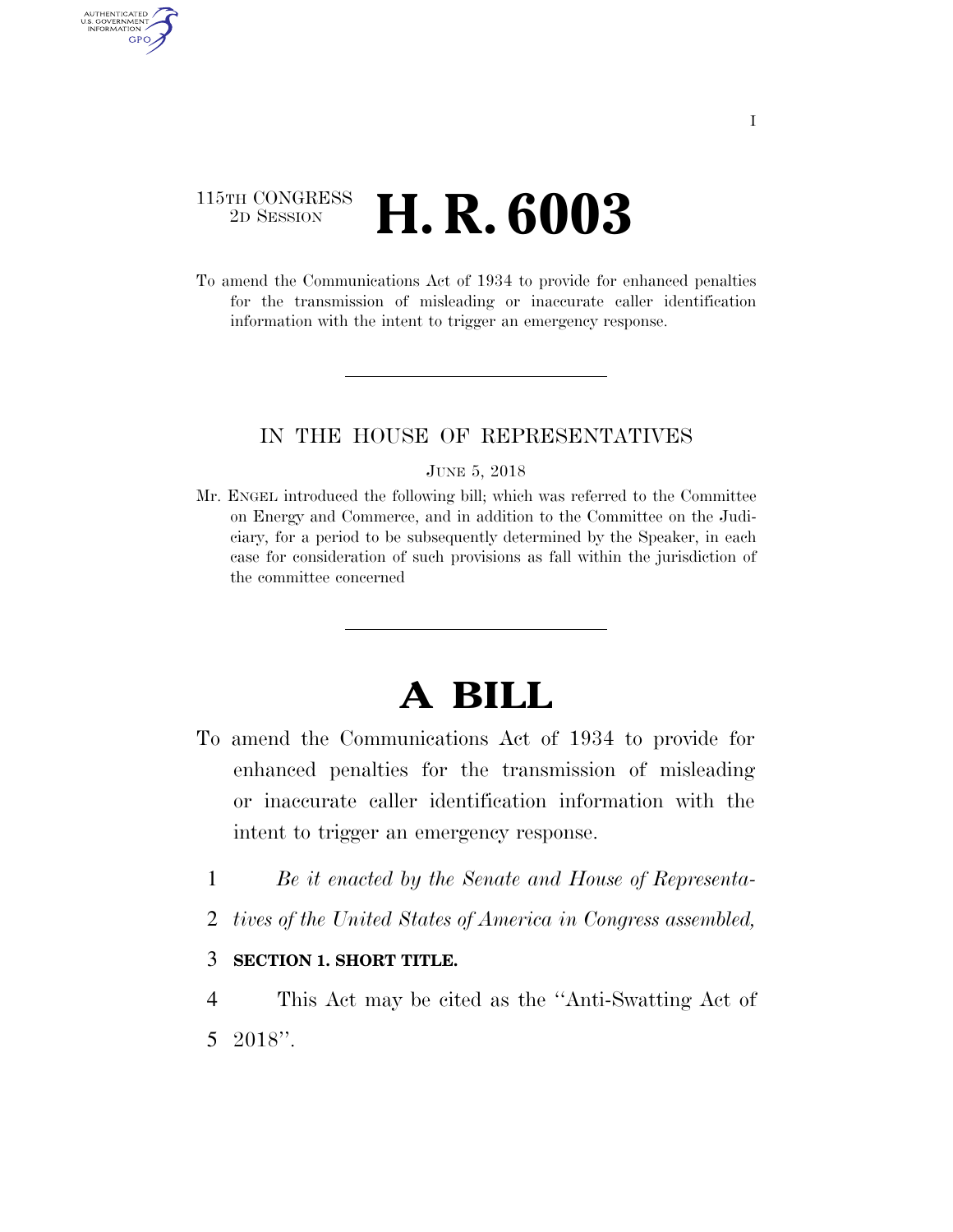115TH CONGRESS
2D SESSION

# H. R. 6003

To amend the Communications Act of 1934 to provide for enhanced penalties for the transmission of misleading or inaccurate caller identification information with the intent to trigger an emergency response.

IN THE HOUSE OF REPRESENTATIVES

JUNE 5, 2018

Mr. ENGEL introduced the following bill; which was referred to the Committee on Energy and Commerce, and in addition to the Committee on the Judiciary, for a period to be subsequently determined by the Speaker, in each case for consideration of such provisions as fall within the jurisdiction of the committee concerned

# A BILL

To amend the Communications Act of 1934 to provide for enhanced penalties for the transmission of misleading or inaccurate caller identification information with the intent to trigger an emergency response.

1 *Be it enacted by the Senate and House of Representa-*
2 *tives of the United States of America in Congress assembled,*

3 **SECTION 1. SHORT TITLE.**

4 This Act may be cited as the ''Anti-Swatting Act of
5 2018''.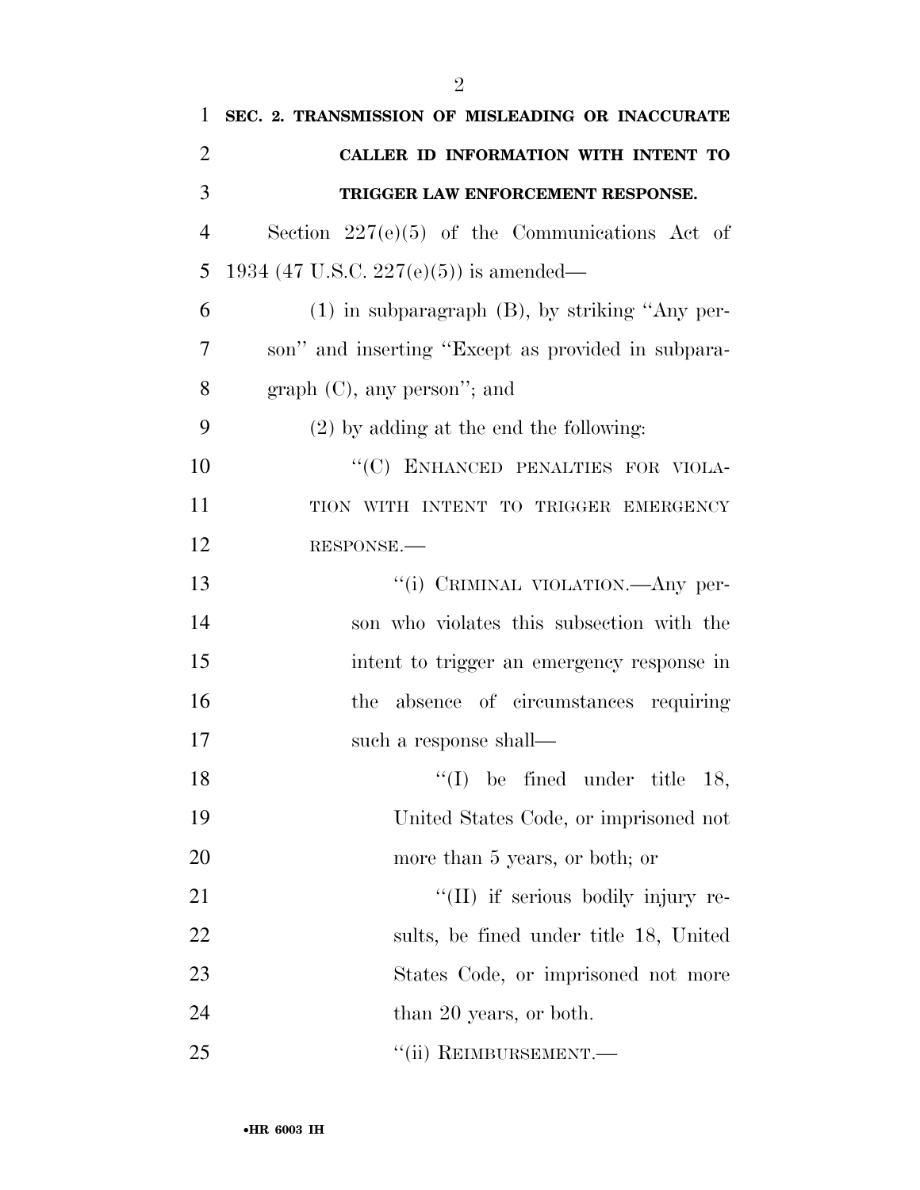**SEC. 2. TRANSMISSION OF MISLEADING OR INACCURATE CALLER ID INFORMATION WITH INTENT TO TRIGGER LAW ENFORCEMENT RESPONSE.**

Section 227(e)(5) of the Communications Act of 1934 (47 U.S.C. 227(e)(5)) is amended—

(1) in subparagraph (B), by striking "Any person" and inserting "Except as provided in subparagraph (C), any person"; and

(2) by adding at the end the following:

"(C) ENHANCED PENALTIES FOR VIOLATION WITH INTENT TO TRIGGER EMERGENCY RESPONSE.—

"(i) CRIMINAL VIOLATION.—Any person who violates this subsection with the intent to trigger an emergency response in the absence of circumstances requiring such a response shall—

"(I) be fined under title 18, United States Code, or imprisoned not more than 5 years, or both; or

"(II) if serious bodily injury results, be fined under title 18, United States Code, or imprisoned not more than 20 years, or both.

"(ii) REIMBURSEMENT.—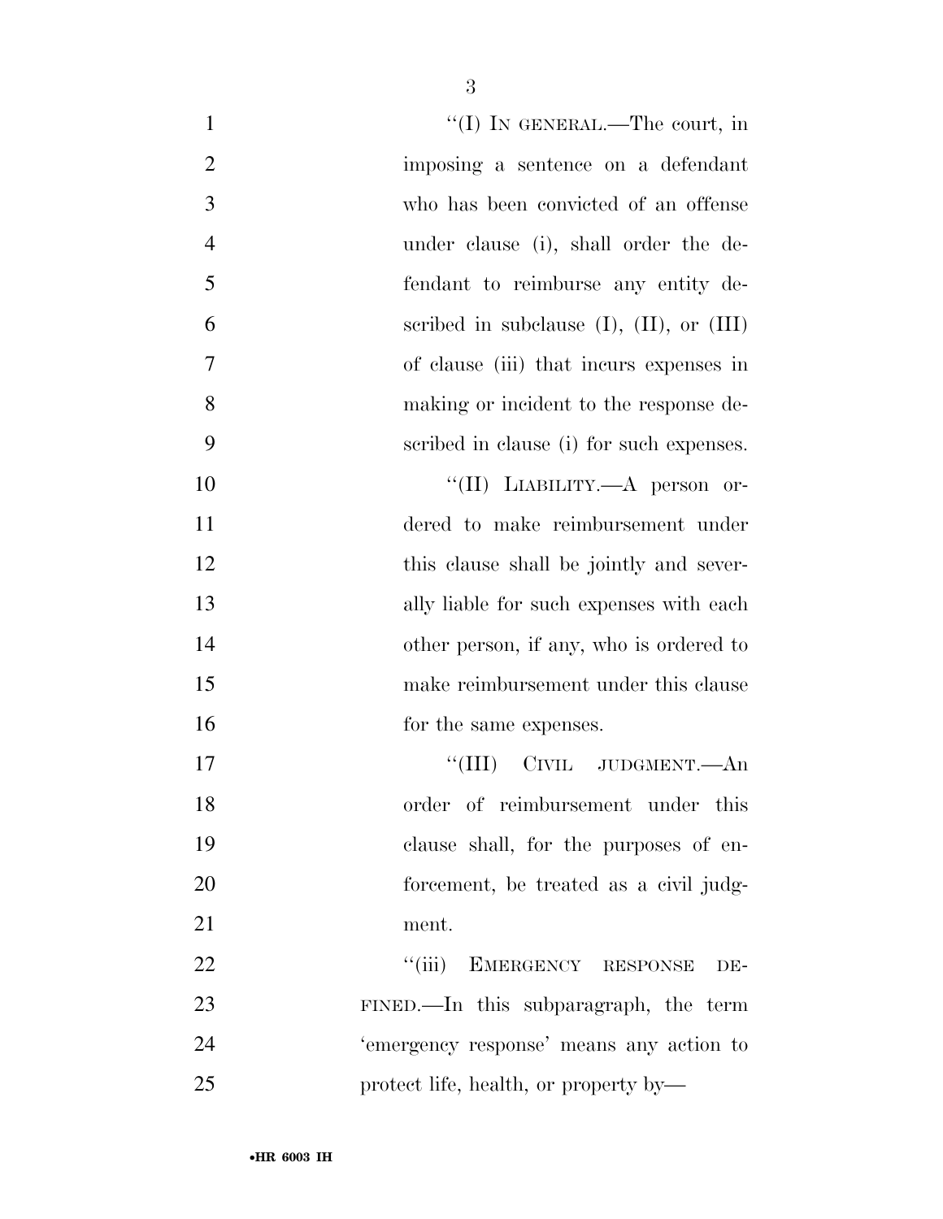"(I) IN GENERAL.—The court, in imposing a sentence on a defendant who has been convicted of an offense under clause (i), shall order the defendant to reimburse any entity described in subclause (I), (II), or (III) of clause (iii) that incurs expenses in making or incident to the response described in clause (i) for such expenses.

"(II) LIABILITY.—A person ordered to make reimbursement under this clause shall be jointly and severally liable for such expenses with each other person, if any, who is ordered to make reimbursement under this clause for the same expenses.

"(III) CIVIL JUDGMENT.—An order of reimbursement under this clause shall, for the purposes of enforcement, be treated as a civil judgment.

"(iii) EMERGENCY RESPONSE DEFINED.—In this subparagraph, the term 'emergency response' means any action to protect life, health, or property by—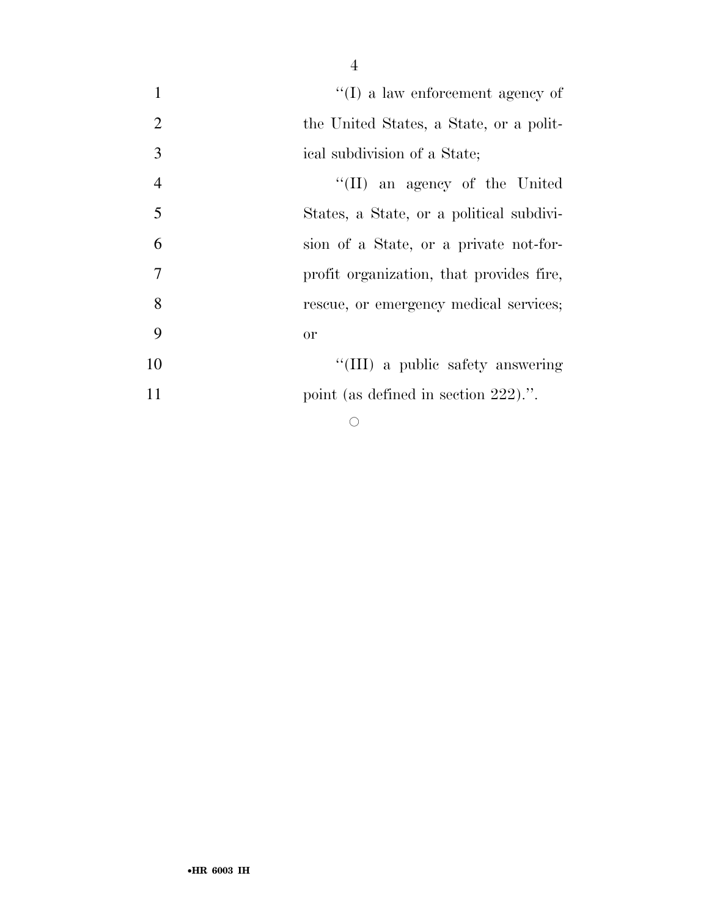''(I) a law enforcement agency of the United States, a State, or a political subdivision of a State;

''(II) an agency of the United States, a State, or a political subdivision of a State, or a private not-for-profit organization, that provides fire, rescue, or emergency medical services; or

''(III) a public safety answering point (as defined in section 222).''.